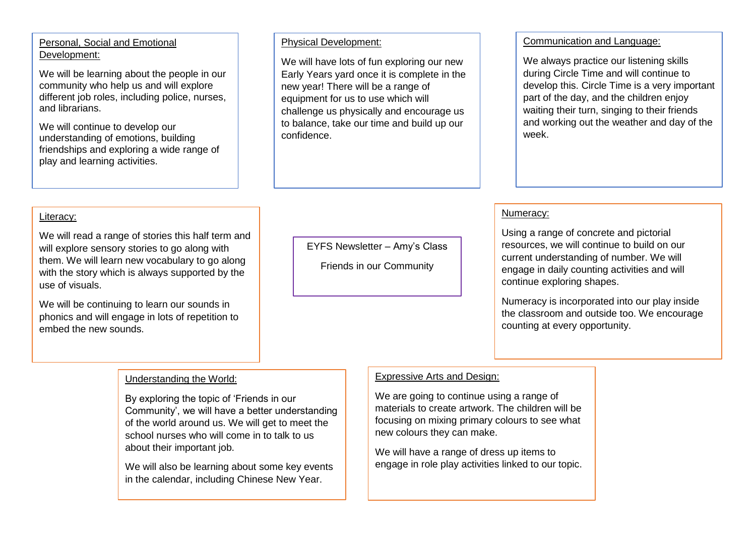# EYFS Newsletter – Amy's Class

Friends in our Community

## Personal, Social and Emotional Development:

We will be learning about the people in our community who help us and will explore different job roles, including police, nurses, and librarians.

We will continue to develop our understanding of emotions, building friendships and exploring a wide range of play and learning activities.

## Physical Development:

We will have lots of fun exploring our new Early Years yard once it is complete in the new year! There will be a range of equipment for us to use which will challenge us physically and encourage us to balance, take our time and build up our confidence.

## Communication and Language:

We always practice our listening skills during Circle Time and will continue to develop this. Circle Time is a very important part of the day, and the children enjoy waiting their turn, singing to their friends and working out the weather and day of the week.

## Literacy:

We will read a range of stories this half term and will explore sensory stories to go along with them. We will learn new vocabulary to go along with the story which is always supported by the use of visuals.

We will be continuing to learn our sounds in phonics and will engage in lots of repetition to embed the new sounds.

## Numeracy:

Using a range of concrete and pictorial resources, we will continue to build on our current understanding of number. We will engage in daily counting activities and will continue exploring shapes.

Numeracy is incorporated into our play inside the classroom and outside too. We encourage counting at every opportunity.

## Understanding the World:

By exploring the topic of 'Friends in our Community', we will have a better understanding of the world around us. We will get to meet the school nurses who will come in to talk to us about their important job.

We will also be learning about some key events in the calendar, including Chinese New Year.

## Expressive Arts and Design:

We are going to continue using a range of materials to create artwork. The children will be focusing on mixing primary colours to see what new colours they can make.

We will have a range of dress up items to engage in role play activities linked to our topic.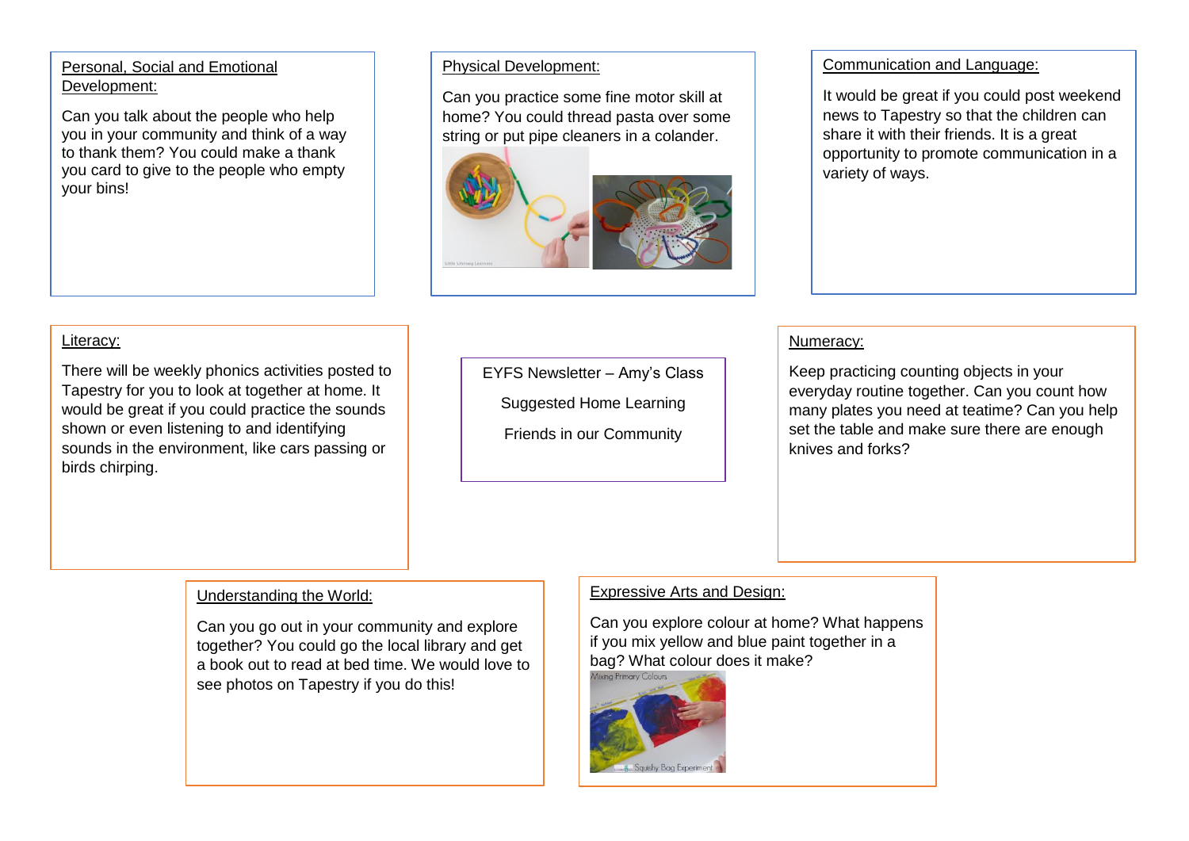# EYFS Newsletter – Amy's Class

Suggested Home Learning

Friends in our Community

## Personal, Social and Emotional Development:

Can you talk about the people who help you in your community and think of a way to thank them? You could make a thank you card to give to the people who empty your bins!

## Physical Development:

Can you practice some fine motor skill at home? You could thread pasta over some string or put pipe cleaners in a colander.

## Communication and Language:

It would be great if you could post weekend news to Tapestry so that the children can share it with their friends. It is a great opportunity to promote communication in a variety of ways.

## Literacy:

There will be weekly phonics activities posted to Tapestry for you to look at together at home. It would be great if you could practice the sounds shown or even listening to and identifying sounds in the environment, like cars passing or birds chirping.

## Numeracy:

Keep practicing counting objects in your everyday routine together. Can you count how many plates you need at teatime? Can you help set the table and make sure there are enough knives and forks?

## Understanding the World:

Can you go out in your community and explore together? You could go the local library and get a book out to read at bed time. We would love to see photos on Tapestry if you do this!

## Expressive Arts and Design:

Can you explore colour at home? What happens if you mix yellow and blue paint together in a bag? What colour does it make?

Mixing Primary Colours

Squishy Bag Experiment